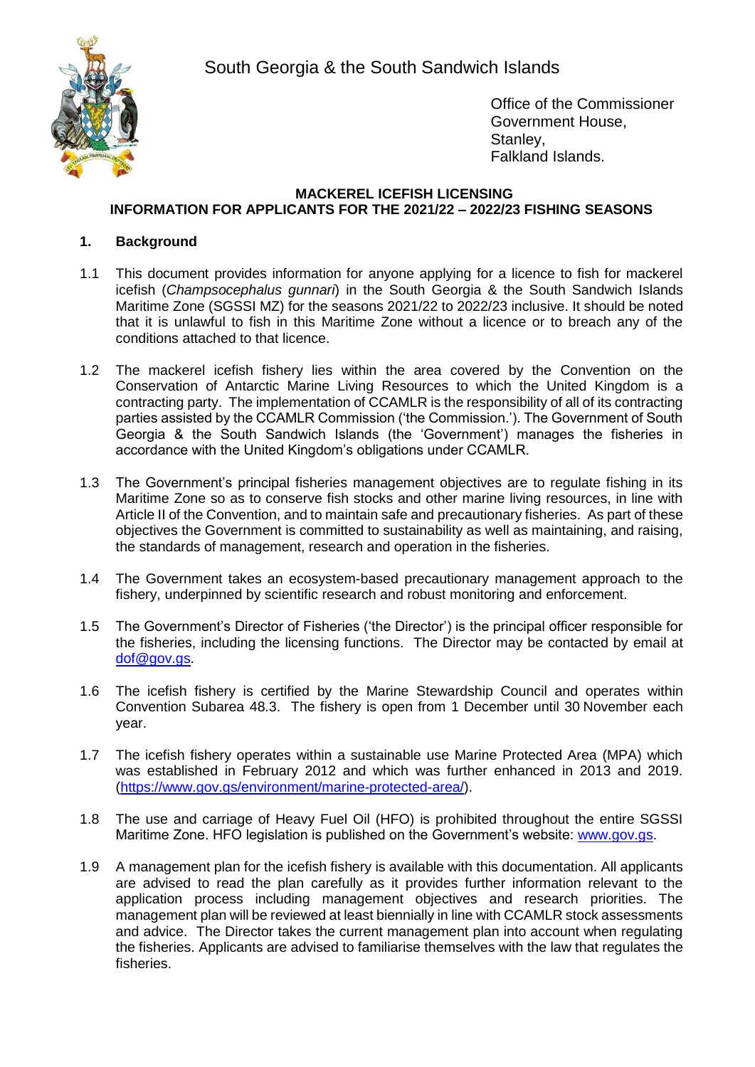South Georgia & the South Sandwich Islands

Office of the Commissioner
Government House,
Stanley,
Falkland Islands.

**MACKEREL ICEFISH LICENSING**
**INFORMATION FOR APPLICANTS FOR THE 2021/22 – 2022/23 FISHING SEASONS**

## 1. Background

1.1 This document provides information for anyone applying for a licence to fish for mackerel icefish (*Champsocephalus gunnari*) in the South Georgia & the South Sandwich Islands Maritime Zone (SGSSI MZ) for the seasons 2021/22 to 2022/23 inclusive. It should be noted that it is unlawful to fish in this Maritime Zone without a licence or to breach any of the conditions attached to that licence.

1.2 The mackerel icefish fishery lies within the area covered by the Convention on the Conservation of Antarctic Marine Living Resources to which the United Kingdom is a contracting party. The implementation of CCAMLR is the responsibility of all of its contracting parties assisted by the CCAMLR Commission ('the Commission.'). The Government of South Georgia & the South Sandwich Islands (the 'Government') manages the fisheries in accordance with the United Kingdom's obligations under CCAMLR.

1.3 The Government's principal fisheries management objectives are to regulate fishing in its Maritime Zone so as to conserve fish stocks and other marine living resources, in line with Article II of the Convention, and to maintain safe and precautionary fisheries. As part of these objectives the Government is committed to sustainability as well as maintaining, and raising, the standards of management, research and operation in the fisheries.

1.4 The Government takes an ecosystem-based precautionary management approach to the fishery, underpinned by scientific research and robust monitoring and enforcement.

1.5 The Government's Director of Fisheries ('the Director') is the principal officer responsible for the fisheries, including the licensing functions. The Director may be contacted by email at dof@gov.gs.

1.6 The icefish fishery is certified by the Marine Stewardship Council and operates within Convention Subarea 48.3. The fishery is open from 1 December until 30 November each year.

1.7 The icefish fishery operates within a sustainable use Marine Protected Area (MPA) which was established in February 2012 and which was further enhanced in 2013 and 2019. (https://www.gov.gs/environment/marine-protected-area/).

1.8 The use and carriage of Heavy Fuel Oil (HFO) is prohibited throughout the entire SGSSI Maritime Zone. HFO legislation is published on the Government's website: www.gov.gs.

1.9 A management plan for the icefish fishery is available with this documentation. All applicants are advised to read the plan carefully as it provides further information relevant to the application process including management objectives and research priorities. The management plan will be reviewed at least biennially in line with CCAMLR stock assessments and advice. The Director takes the current management plan into account when regulating the fisheries. Applicants are advised to familiarise themselves with the law that regulates the fisheries.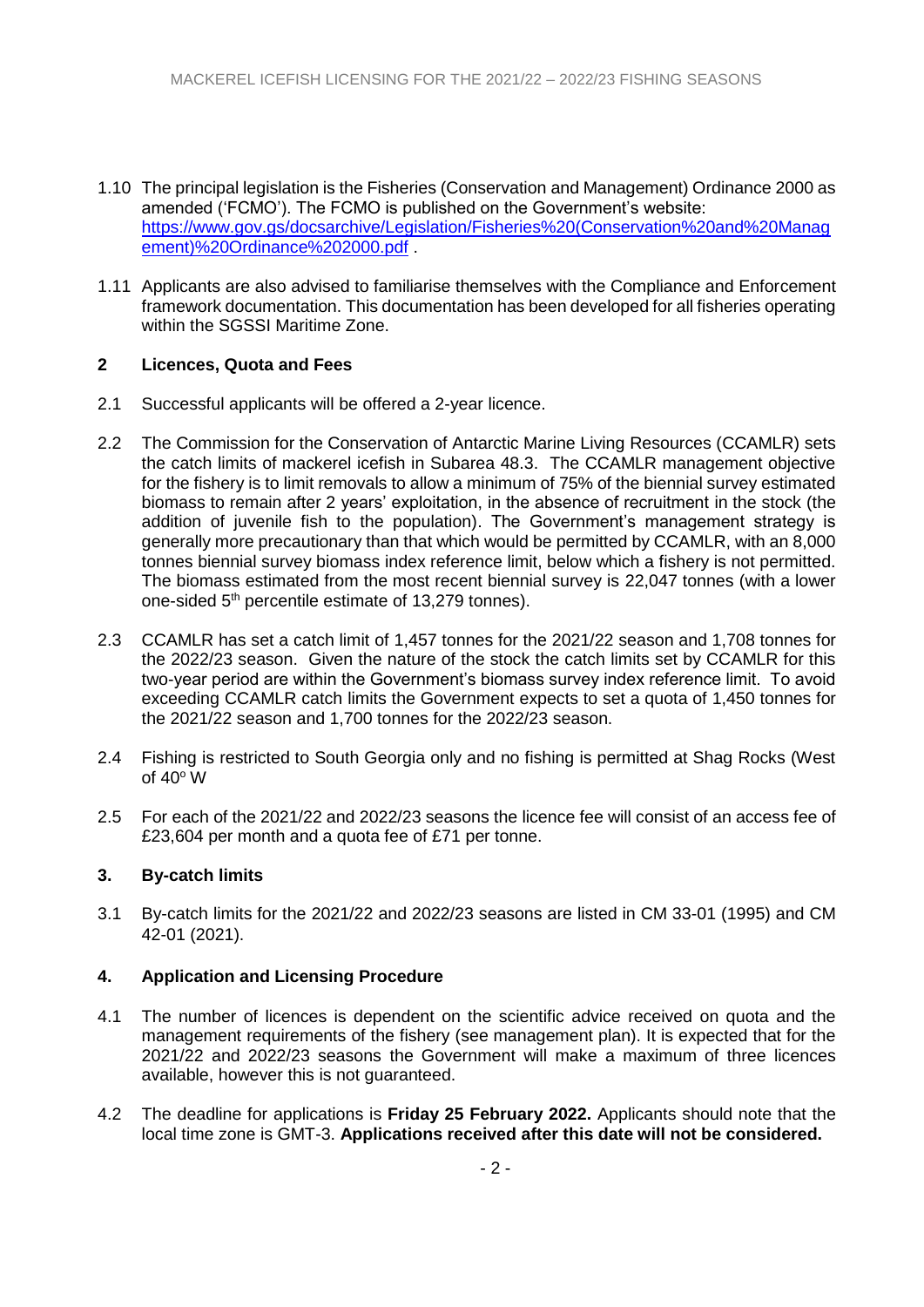1.10 The principal legislation is the Fisheries (Conservation and Management) Ordinance 2000 as amended ('FCMO'). The FCMO is published on the Government's website: https://www.gov.gs/docsarchive/Legislation/Fisheries%20(Conservation%20and%20Management)%20Ordinance%202000.pdf .

1.11 Applicants are also advised to familiarise themselves with the Compliance and Enforcement framework documentation. This documentation has been developed for all fisheries operating within the SGSSI Maritime Zone.

## 2 Licences, Quota and Fees

2.1 Successful applicants will be offered a 2-year licence.

2.2 The Commission for the Conservation of Antarctic Marine Living Resources (CCAMLR) sets the catch limits of mackerel icefish in Subarea 48.3. The CCAMLR management objective for the fishery is to limit removals to allow a minimum of 75% of the biennial survey estimated biomass to remain after 2 years' exploitation, in the absence of recruitment in the stock (the addition of juvenile fish to the population). The Government's management strategy is generally more precautionary than that which would be permitted by CCAMLR, with an 8,000 tonnes biennial survey biomass index reference limit, below which a fishery is not permitted. The biomass estimated from the most recent biennial survey is 22,047 tonnes (with a lower one-sided 5th percentile estimate of 13,279 tonnes).

2.3 CCAMLR has set a catch limit of 1,457 tonnes for the 2021/22 season and 1,708 tonnes for the 2022/23 season. Given the nature of the stock the catch limits set by CCAMLR for this two-year period are within the Government's biomass survey index reference limit. To avoid exceeding CCAMLR catch limits the Government expects to set a quota of 1,450 tonnes for the 2021/22 season and 1,700 tonnes for the 2022/23 season.

2.4 Fishing is restricted to South Georgia only and no fishing is permitted at Shag Rocks (West of 40º W

2.5 For each of the 2021/22 and 2022/23 seasons the licence fee will consist of an access fee of £23,604 per month and a quota fee of £71 per tonne.

## 3. By-catch limits

3.1 By-catch limits for the 2021/22 and 2022/23 seasons are listed in CM 33-01 (1995) and CM 42-01 (2021).

## 4. Application and Licensing Procedure

4.1 The number of licences is dependent on the scientific advice received on quota and the management requirements of the fishery (see management plan). It is expected that for the 2021/22 and 2022/23 seasons the Government will make a maximum of three licences available, however this is not guaranteed.

4.2 The deadline for applications is **Friday 25 February 2022.** Applicants should note that the local time zone is GMT-3. **Applications received after this date will not be considered.**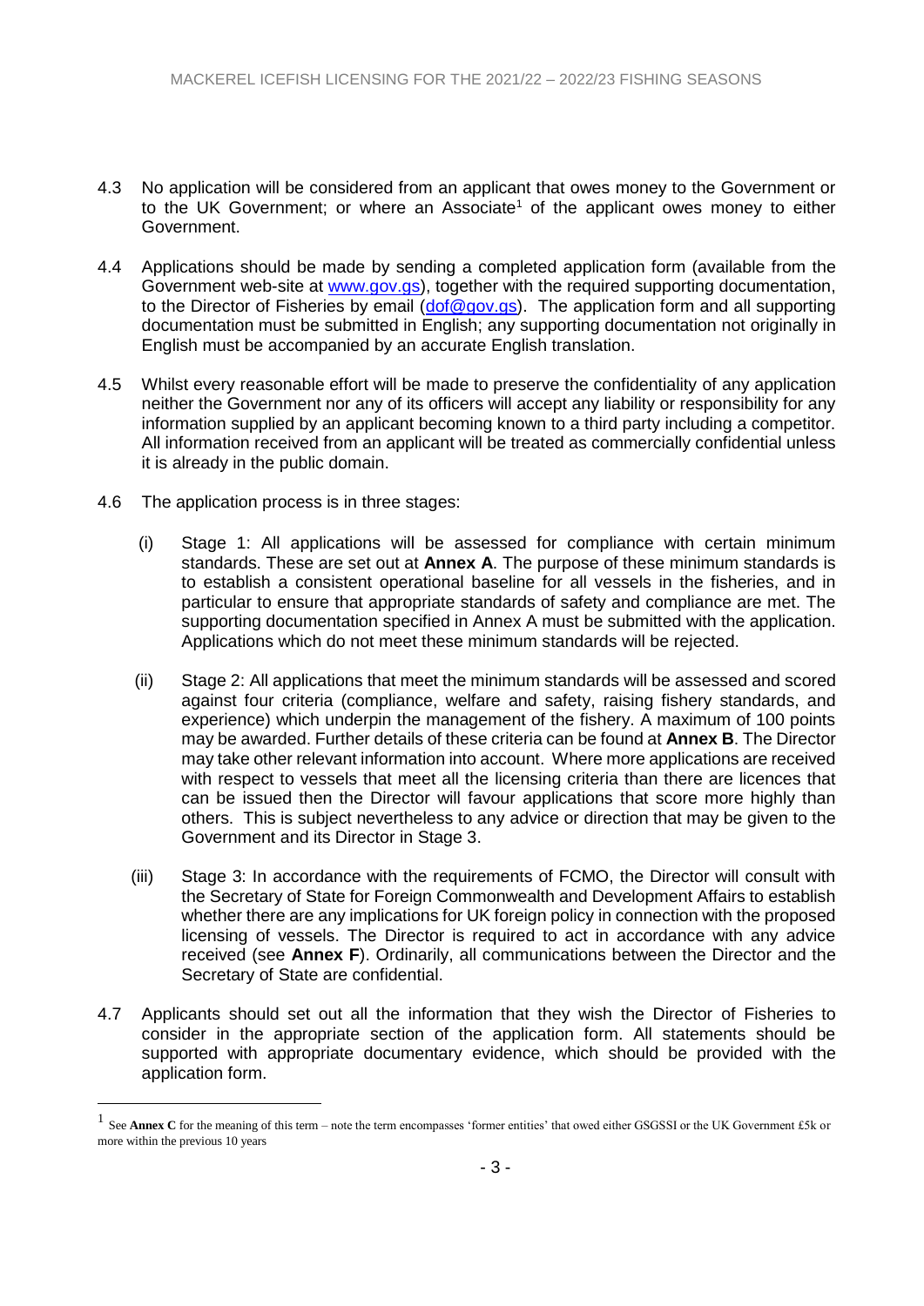4.3 No application will be considered from an applicant that owes money to the Government or to the UK Government; or where an Associate[1] of the applicant owes money to either Government.

4.4 Applications should be made by sending a completed application form (available from the Government web-site at [www.gov.gs](www.gov.gs)), together with the required supporting documentation, to the Director of Fisheries by email ([dof@gov.gs](mailto:dof@gov.gs)). The application form and all supporting documentation must be submitted in English; any supporting documentation not originally in English must be accompanied by an accurate English translation.

4.5 Whilst every reasonable effort will be made to preserve the confidentiality of any application neither the Government nor any of its officers will accept any liability or responsibility for any information supplied by an applicant becoming known to a third party including a competitor. All information received from an applicant will be treated as commercially confidential unless it is already in the public domain.

4.6 The application process is in three stages:

(i) Stage 1: All applications will be assessed for compliance with certain minimum standards. These are set out at **Annex A**. The purpose of these minimum standards is to establish a consistent operational baseline for all vessels in the fisheries, and in particular to ensure that appropriate standards of safety and compliance are met. The supporting documentation specified in Annex A must be submitted with the application. Applications which do not meet these minimum standards will be rejected.

(ii) Stage 2: All applications that meet the minimum standards will be assessed and scored against four criteria (compliance, welfare and safety, raising fishery standards, and experience) which underpin the management of the fishery. A maximum of 100 points may be awarded. Further details of these criteria can be found at **Annex B**. The Director may take other relevant information into account. Where more applications are received with respect to vessels that meet all the licensing criteria than there are licences that can be issued then the Director will favour applications that score more highly than others. This is subject nevertheless to any advice or direction that may be given to the Government and its Director in Stage 3.

(iii) Stage 3: In accordance with the requirements of FCMO, the Director will consult with the Secretary of State for Foreign Commonwealth and Development Affairs to establish whether there are any implications for UK foreign policy in connection with the proposed licensing of vessels. The Director is required to act in accordance with any advice received (see **Annex F**). Ordinarily, all communications between the Director and the Secretary of State are confidential.

4.7 Applicants should set out all the information that they wish the Director of Fisheries to consider in the appropriate section of the application form. All statements should be supported with appropriate documentary evidence, which should be provided with the application form.

---

[1] See **Annex C** for the meaning of this term – note the term encompasses 'former entities' that owed either GSGSSI or the UK Government £5k or more within the previous 10 years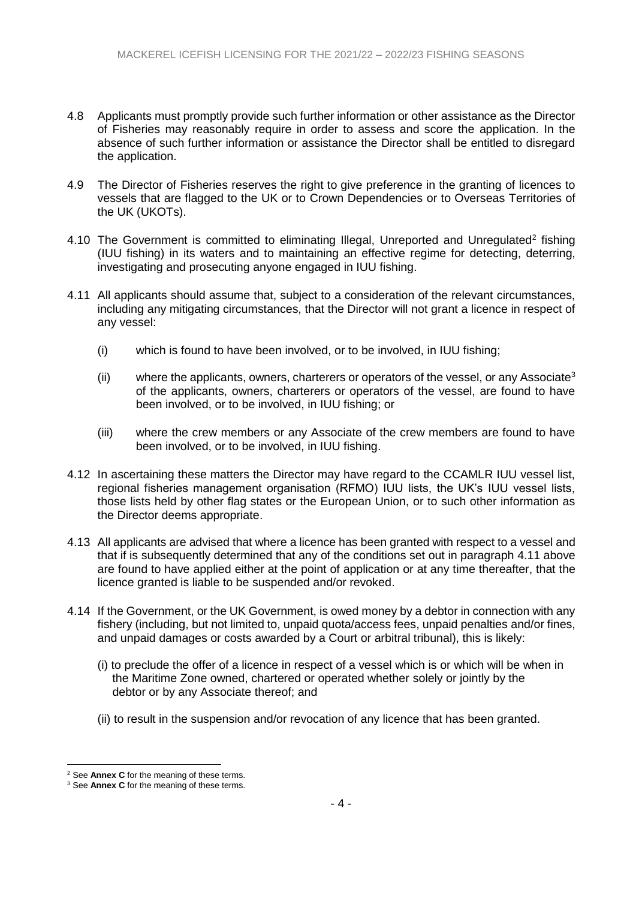4.8 Applicants must promptly provide such further information or other assistance as the Director of Fisheries may reasonably require in order to assess and score the application. In the absence of such further information or assistance the Director shall be entitled to disregard the application.

4.9 The Director of Fisheries reserves the right to give preference in the granting of licences to vessels that are flagged to the UK or to Crown Dependencies or to Overseas Territories of the UK (UKOTs).

4.10 The Government is committed to eliminating Illegal, Unreported and Unregulated[2] fishing (IUU fishing) in its waters and to maintaining an effective regime for detecting, deterring, investigating and prosecuting anyone engaged in IUU fishing.

4.11 All applicants should assume that, subject to a consideration of the relevant circumstances, including any mitigating circumstances, that the Director will not grant a licence in respect of any vessel:

(i) which is found to have been involved, or to be involved, in IUU fishing;

(ii) where the applicants, owners, charterers or operators of the vessel, or any Associate[3] of the applicants, owners, charterers or operators of the vessel, are found to have been involved, or to be involved, in IUU fishing; or

(iii) where the crew members or any Associate of the crew members are found to have been involved, or to be involved, in IUU fishing.

4.12 In ascertaining these matters the Director may have regard to the CCAMLR IUU vessel list, regional fisheries management organisation (RFMO) IUU lists, the UK's IUU vessel lists, those lists held by other flag states or the European Union, or to such other information as the Director deems appropriate.

4.13 All applicants are advised that where a licence has been granted with respect to a vessel and that if is subsequently determined that any of the conditions set out in paragraph 4.11 above are found to have applied either at the point of application or at any time thereafter, that the licence granted is liable to be suspended and/or revoked.

4.14 If the Government, or the UK Government, is owed money by a debtor in connection with any fishery (including, but not limited to, unpaid quota/access fees, unpaid penalties and/or fines, and unpaid damages or costs awarded by a Court or arbitral tribunal), this is likely:

(i) to preclude the offer of a licence in respect of a vessel which is or which will be when in the Maritime Zone owned, chartered or operated whether solely or jointly by the debtor or by any Associate thereof; and

(ii) to result in the suspension and/or revocation of any licence that has been granted.

[2] See **Annex C** for the meaning of these terms.

[3] See **Annex C** for the meaning of these terms.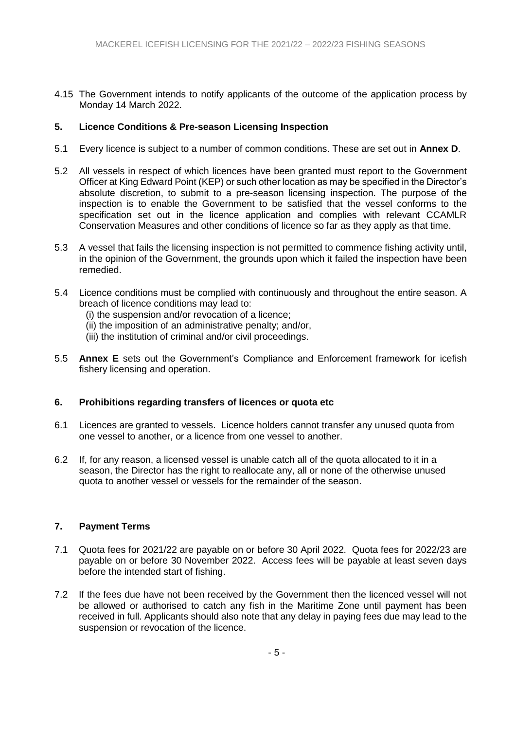4.15 The Government intends to notify applicants of the outcome of the application process by Monday 14 March 2022.

## 5. Licence Conditions & Pre-season Licensing Inspection

5.1 Every licence is subject to a number of common conditions. These are set out in **Annex D**.

5.2 All vessels in respect of which licences have been granted must report to the Government Officer at King Edward Point (KEP) or such other location as may be specified in the Director's absolute discretion, to submit to a pre-season licensing inspection. The purpose of the inspection is to enable the Government to be satisfied that the vessel conforms to the specification set out in the licence application and complies with relevant CCAMLR Conservation Measures and other conditions of licence so far as they apply as that time.

5.3 A vessel that fails the licensing inspection is not permitted to commence fishing activity until, in the opinion of the Government, the grounds upon which it failed the inspection have been remedied.

5.4 Licence conditions must be complied with continuously and throughout the entire season. A breach of licence conditions may lead to:

(i) the suspension and/or revocation of a licence;
(ii) the imposition of an administrative penalty; and/or,
(iii) the institution of criminal and/or civil proceedings.

5.5 **Annex E** sets out the Government's Compliance and Enforcement framework for icefish fishery licensing and operation.

## 6. Prohibitions regarding transfers of licences or quota etc

6.1 Licences are granted to vessels. Licence holders cannot transfer any unused quota from one vessel to another, or a licence from one vessel to another.

6.2 If, for any reason, a licensed vessel is unable catch all of the quota allocated to it in a season, the Director has the right to reallocate any, all or none of the otherwise unused quota to another vessel or vessels for the remainder of the season.

## 7. Payment Terms

7.1 Quota fees for 2021/22 are payable on or before 30 April 2022. Quota fees for 2022/23 are payable on or before 30 November 2022. Access fees will be payable at least seven days before the intended start of fishing.

7.2 If the fees due have not been received by the Government then the licenced vessel will not be allowed or authorised to catch any fish in the Maritime Zone until payment has been received in full. Applicants should also note that any delay in paying fees due may lead to the suspension or revocation of the licence.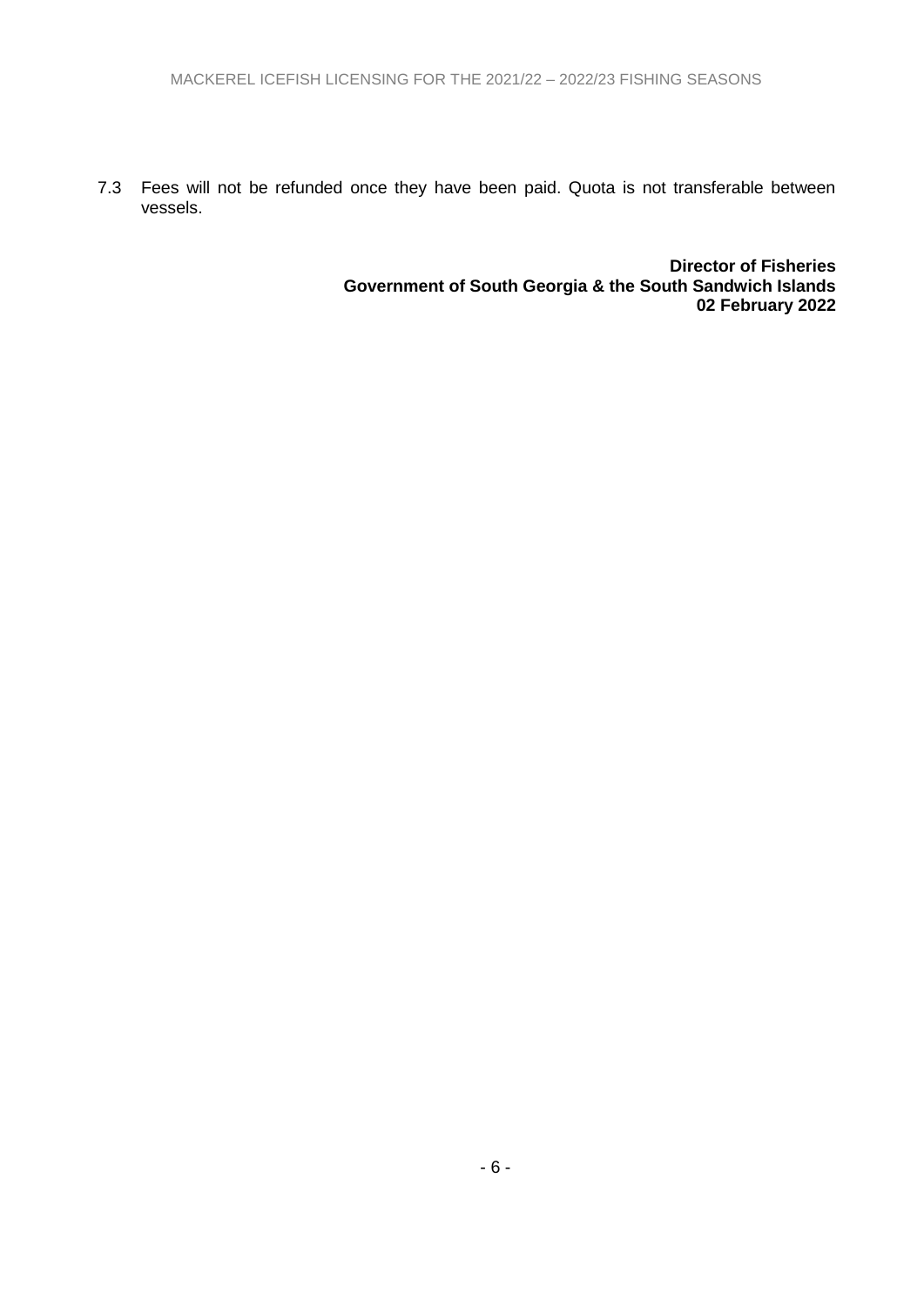7.3 Fees will not be refunded once they have been paid. Quota is not transferable between vessels.

**Director of Fisheries**
**Government of South Georgia & the South Sandwich Islands**
**02 February 2022**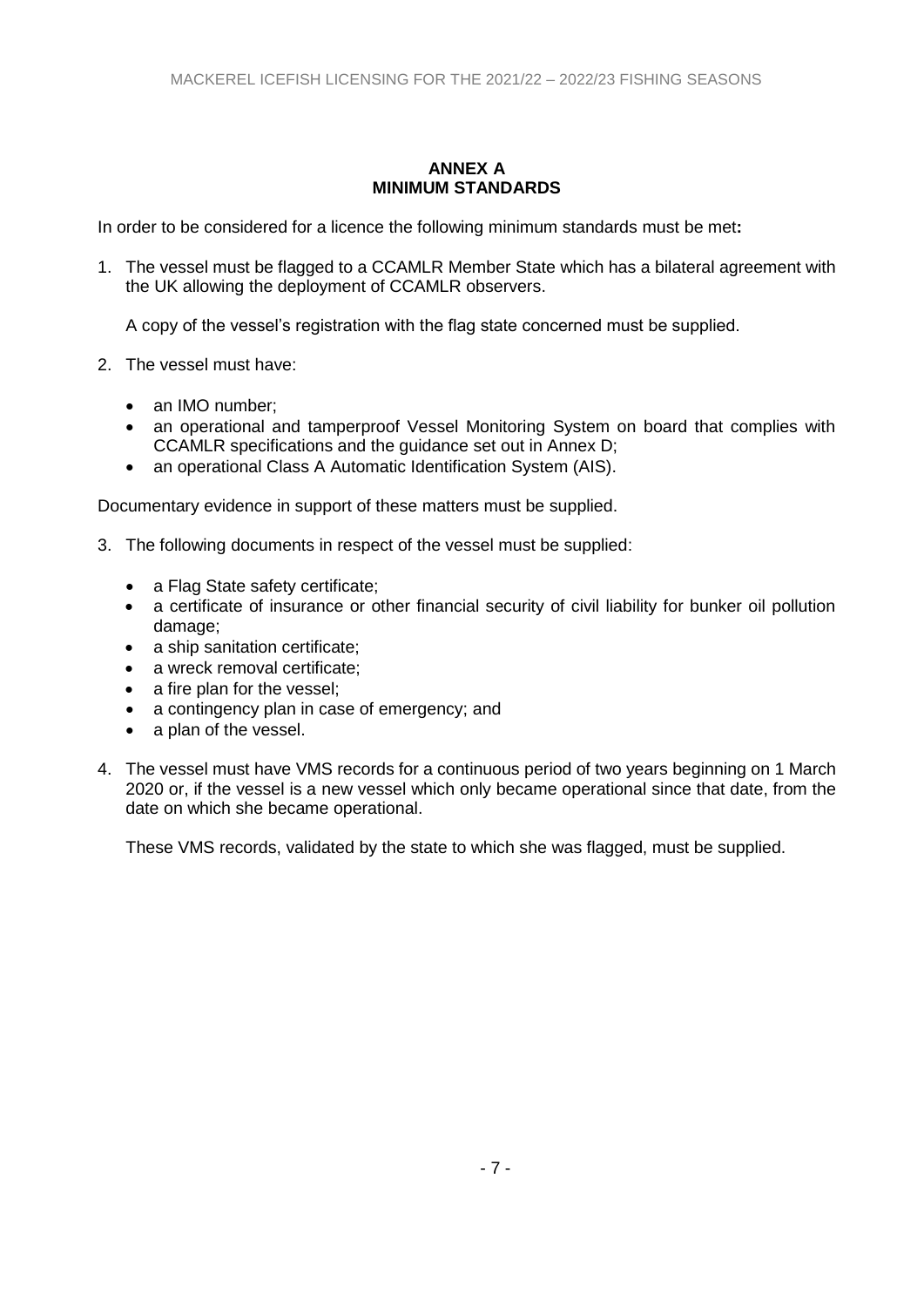## ANNEX A
## MINIMUM STANDARDS

In order to be considered for a licence the following minimum standards must be met**:**

1. The vessel must be flagged to a CCAMLR Member State which has a bilateral agreement with the UK allowing the deployment of CCAMLR observers.

   A copy of the vessel's registration with the flag state concerned must be supplied.

2. The vessel must have:

   - an IMO number;
   - an operational and tamperproof Vessel Monitoring System on board that complies with CCAMLR specifications and the guidance set out in Annex D;
   - an operational Class A Automatic Identification System (AIS).

Documentary evidence in support of these matters must be supplied.

3. The following documents in respect of the vessel must be supplied:

   - a Flag State safety certificate;
   - a certificate of insurance or other financial security of civil liability for bunker oil pollution damage;
   - a ship sanitation certificate;
   - a wreck removal certificate;
   - a fire plan for the vessel;
   - a contingency plan in case of emergency; and
   - a plan of the vessel.

4. The vessel must have VMS records for a continuous period of two years beginning on 1 March 2020 or, if the vessel is a new vessel which only became operational since that date, from the date on which she became operational.

   These VMS records, validated by the state to which she was flagged, must be supplied.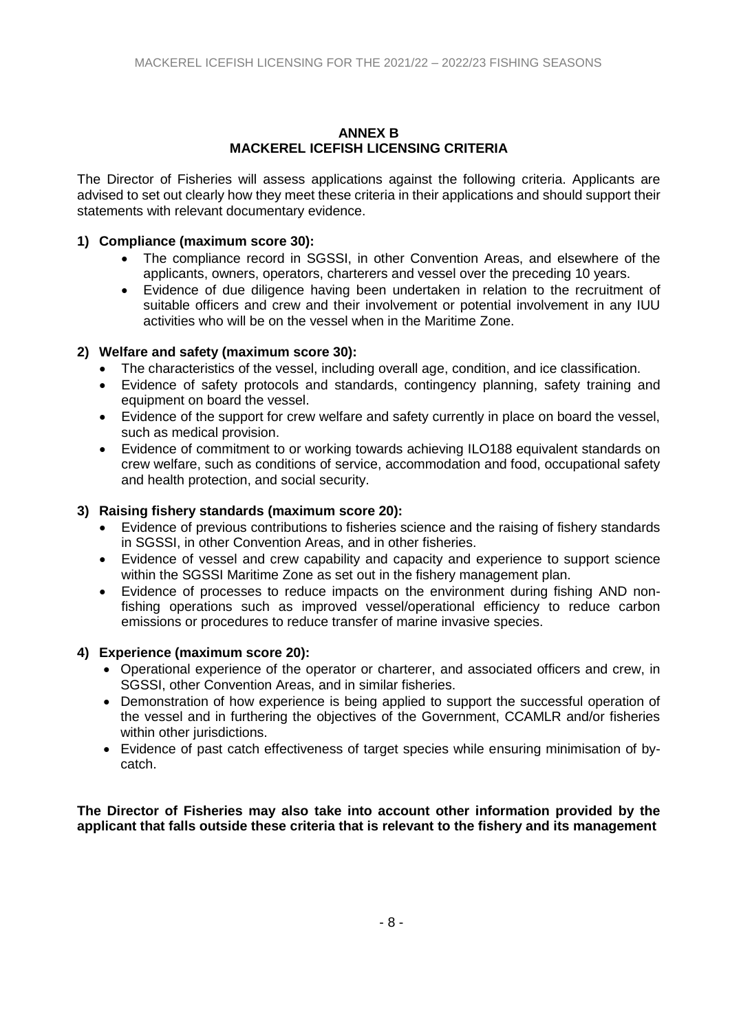## ANNEX B
## MACKEREL ICEFISH LICENSING CRITERIA

The Director of Fisheries will assess applications against the following criteria. Applicants are advised to set out clearly how they meet these criteria in their applications and should support their statements with relevant documentary evidence.

### 1) Compliance (maximum score 30):

- The compliance record in SGSSI, in other Convention Areas, and elsewhere of the applicants, owners, operators, charterers and vessel over the preceding 10 years.
- Evidence of due diligence having been undertaken in relation to the recruitment of suitable officers and crew and their involvement or potential involvement in any IUU activities who will be on the vessel when in the Maritime Zone.

### 2) Welfare and safety (maximum score 30):

- The characteristics of the vessel, including overall age, condition, and ice classification.
- Evidence of safety protocols and standards, contingency planning, safety training and equipment on board the vessel.
- Evidence of the support for crew welfare and safety currently in place on board the vessel, such as medical provision.
- Evidence of commitment to or working towards achieving ILO188 equivalent standards on crew welfare, such as conditions of service, accommodation and food, occupational safety and health protection, and social security.

### 3) Raising fishery standards (maximum score 20):

- Evidence of previous contributions to fisheries science and the raising of fishery standards in SGSSI, in other Convention Areas, and in other fisheries.
- Evidence of vessel and crew capability and capacity and experience to support science within the SGSSI Maritime Zone as set out in the fishery management plan.
- Evidence of processes to reduce impacts on the environment during fishing AND non-fishing operations such as improved vessel/operational efficiency to reduce carbon emissions or procedures to reduce transfer of marine invasive species.

### 4) Experience (maximum score 20):

- Operational experience of the operator or charterer, and associated officers and crew, in SGSSI, other Convention Areas, and in similar fisheries.
- Demonstration of how experience is being applied to support the successful operation of the vessel and in furthering the objectives of the Government, CCAMLR and/or fisheries within other jurisdictions.
- Evidence of past catch effectiveness of target species while ensuring minimisation of by-catch.

**The Director of Fisheries may also take into account other information provided by the applicant that falls outside these criteria that is relevant to the fishery and its management**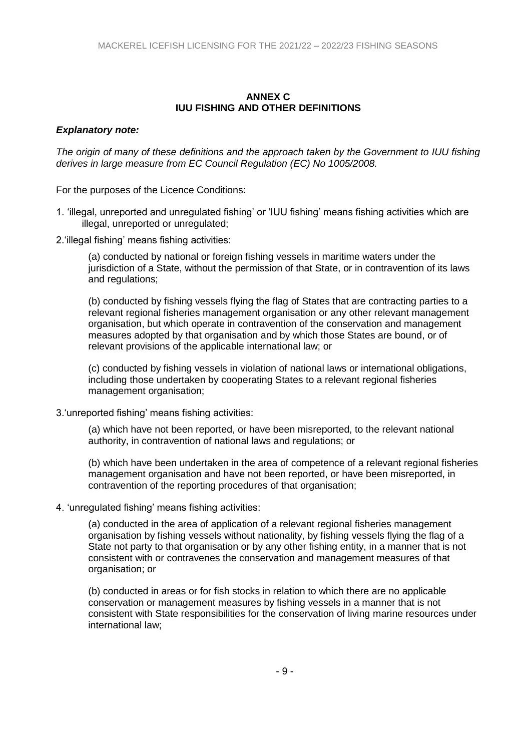## ANNEX C
## IUU FISHING AND OTHER DEFINITIONS

***Explanatory note:***

*The origin of many of these definitions and the approach taken by the Government to IUU fishing derives in large measure from EC Council Regulation (EC) No 1005/2008.*

For the purposes of the Licence Conditions:

1. 'illegal, unreported and unregulated fishing' or 'IUU fishing' means fishing activities which are illegal, unreported or unregulated;

2. 'illegal fishing' means fishing activities:

   (a) conducted by national or foreign fishing vessels in maritime waters under the jurisdiction of a State, without the permission of that State, or in contravention of its laws and regulations;

   (b) conducted by fishing vessels flying the flag of States that are contracting parties to a relevant regional fisheries management organisation or any other relevant management organisation, but which operate in contravention of the conservation and management measures adopted by that organisation and by which those States are bound, or of relevant provisions of the applicable international law; or

   (c) conducted by fishing vessels in violation of national laws or international obligations, including those undertaken by cooperating States to a relevant regional fisheries management organisation;

3. 'unreported fishing' means fishing activities:

   (a) which have not been reported, or have been misreported, to the relevant national authority, in contravention of national laws and regulations; or

   (b) which have been undertaken in the area of competence of a relevant regional fisheries management organisation and have not been reported, or have been misreported, in contravention of the reporting procedures of that organisation;

4. 'unregulated fishing' means fishing activities:

   (a) conducted in the area of application of a relevant regional fisheries management organisation by fishing vessels without nationality, by fishing vessels flying the flag of a State not party to that organisation or by any other fishing entity, in a manner that is not consistent with or contravenes the conservation and management measures of that organisation; or

   (b) conducted in areas or for fish stocks in relation to which there are no applicable conservation or management measures by fishing vessels in a manner that is not consistent with State responsibilities for the conservation of living marine resources under international law;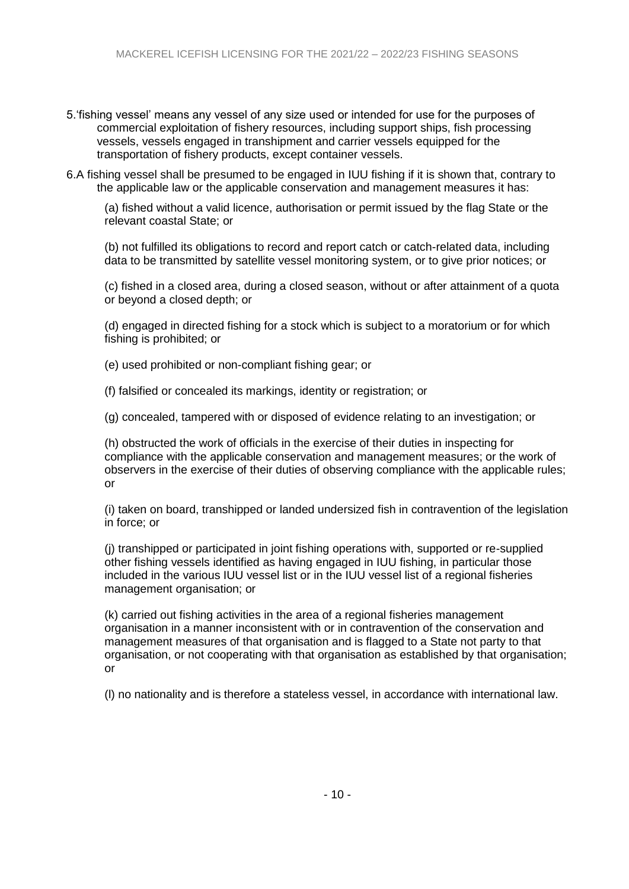5.'fishing vessel' means any vessel of any size used or intended for use for the purposes of commercial exploitation of fishery resources, including support ships, fish processing vessels, vessels engaged in transhipment and carrier vessels equipped for the transportation of fishery products, except container vessels.

6.A fishing vessel shall be presumed to be engaged in IUU fishing if it is shown that, contrary to the applicable law or the applicable conservation and management measures it has:

(a) fished without a valid licence, authorisation or permit issued by the flag State or the relevant coastal State; or

(b) not fulfilled its obligations to record and report catch or catch-related data, including data to be transmitted by satellite vessel monitoring system, or to give prior notices; or

(c) fished in a closed area, during a closed season, without or after attainment of a quota or beyond a closed depth; or

(d) engaged in directed fishing for a stock which is subject to a moratorium or for which fishing is prohibited; or

(e) used prohibited or non-compliant fishing gear; or

(f) falsified or concealed its markings, identity or registration; or

(g) concealed, tampered with or disposed of evidence relating to an investigation; or

(h) obstructed the work of officials in the exercise of their duties in inspecting for compliance with the applicable conservation and management measures; or the work of observers in the exercise of their duties of observing compliance with the applicable rules; or

(i) taken on board, transhipped or landed undersized fish in contravention of the legislation in force; or

(j) transhipped or participated in joint fishing operations with, supported or re-supplied other fishing vessels identified as having engaged in IUU fishing, in particular those included in the various IUU vessel list or in the IUU vessel list of a regional fisheries management organisation; or

(k) carried out fishing activities in the area of a regional fisheries management organisation in a manner inconsistent with or in contravention of the conservation and management measures of that organisation and is flagged to a State not party to that organisation, or not cooperating with that organisation as established by that organisation; or

(l) no nationality and is therefore a stateless vessel, in accordance with international law.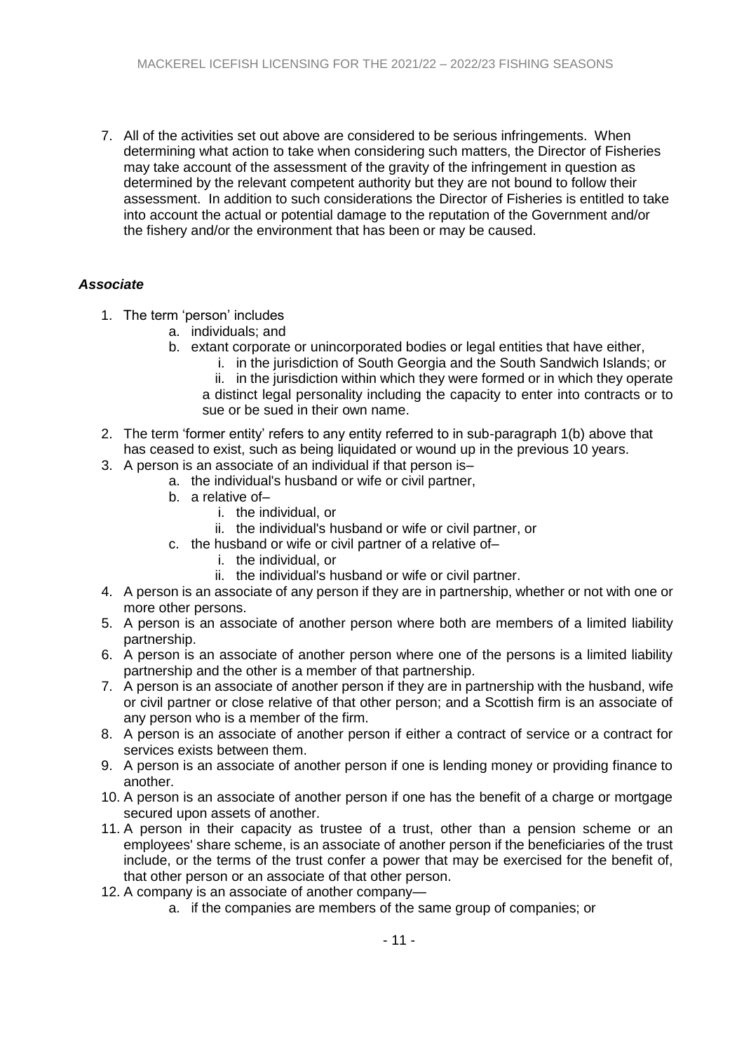7. All of the activities set out above are considered to be serious infringements. When determining what action to take when considering such matters, the Director of Fisheries may take account of the assessment of the gravity of the infringement in question as determined by the relevant competent authority but they are not bound to follow their assessment. In addition to such considerations the Director of Fisheries is entitled to take into account the actual or potential damage to the reputation of the Government and/or the fishery and/or the environment that has been or may be caused.

### *Associate*

1. The term 'person' includes
    a. individuals; and
    b. extant corporate or unincorporated bodies or legal entities that have either,
        i. in the jurisdiction of South Georgia and the South Sandwich Islands; or
        ii. in the jurisdiction within which they were formed or in which they operate

        a distinct legal personality including the capacity to enter into contracts or to sue or be sued in their own name.
2. The term 'former entity' refers to any entity referred to in sub-paragraph 1(b) above that has ceased to exist, such as being liquidated or wound up in the previous 10 years.
3. A person is an associate of an individual if that person is–
    a. the individual's husband or wife or civil partner,
    b. a relative of–
        i. the individual, or
        ii. the individual's husband or wife or civil partner, or
    c. the husband or wife or civil partner of a relative of–
        i. the individual, or
        ii. the individual's husband or wife or civil partner.
4. A person is an associate of any person if they are in partnership, whether or not with one or more other persons.
5. A person is an associate of another person where both are members of a limited liability partnership.
6. A person is an associate of another person where one of the persons is a limited liability partnership and the other is a member of that partnership.
7. A person is an associate of another person if they are in partnership with the husband, wife or civil partner or close relative of that other person; and a Scottish firm is an associate of any person who is a member of the firm.
8. A person is an associate of another person if either a contract of service or a contract for services exists between them.
9. A person is an associate of another person if one is lending money or providing finance to another.
10. A person is an associate of another person if one has the benefit of a charge or mortgage secured upon assets of another.
11. A person in their capacity as trustee of a trust, other than a pension scheme or an employees' share scheme, is an associate of another person if the beneficiaries of the trust include, or the terms of the trust confer a power that may be exercised for the benefit of, that other person or an associate of that other person.
12. A company is an associate of another company—
    a. if the companies are members of the same group of companies; or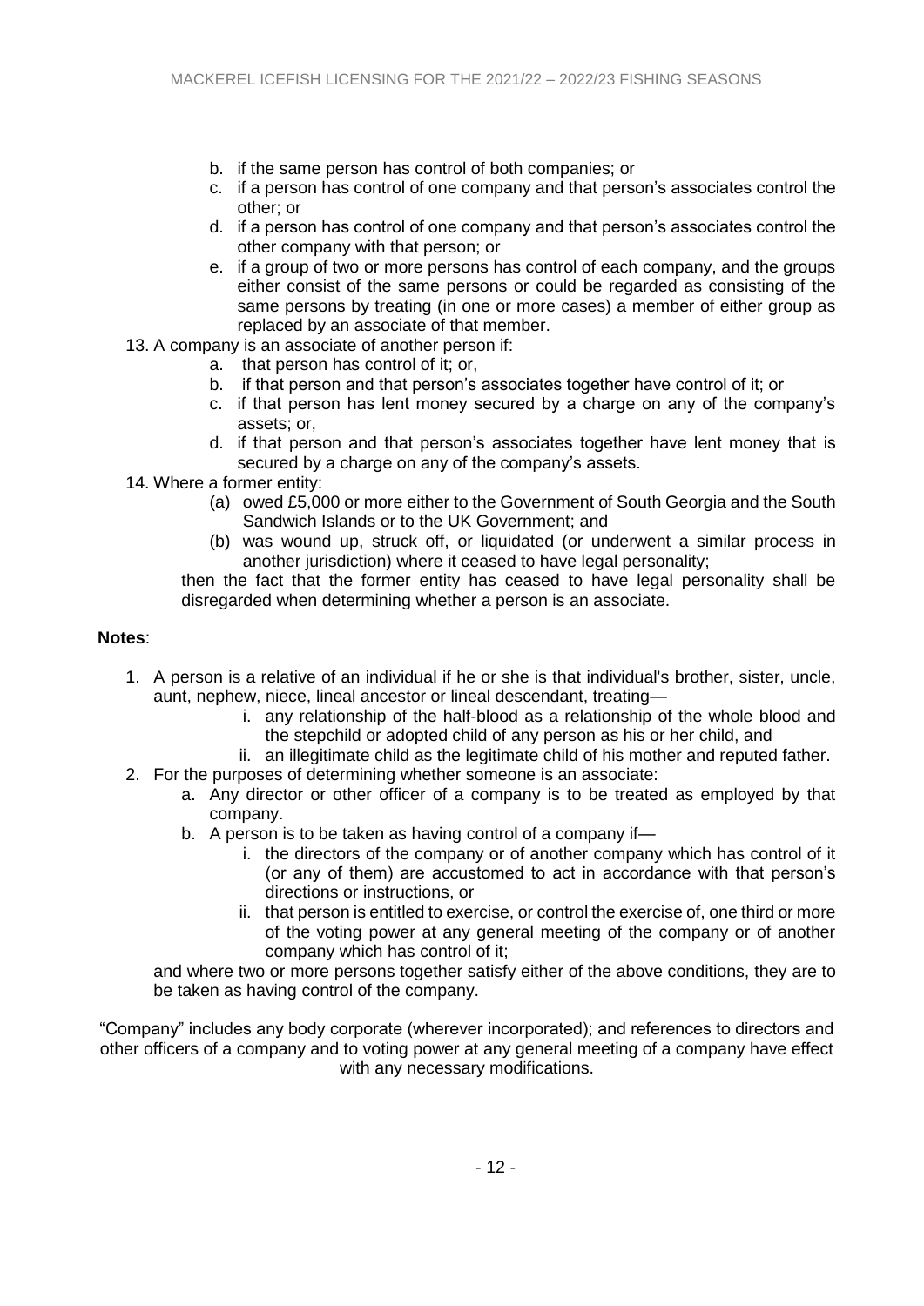b. if the same person has control of both companies; or
   c. if a person has control of one company and that person's associates control the other; or
   d. if a person has control of one company and that person's associates control the other company with that person; or
   e. if a group of two or more persons has control of each company, and the groups either consist of the same persons or could be regarded as consisting of the same persons by treating (in one or more cases) a member of either group as replaced by an associate of that member.

13. A company is an associate of another person if:
    a. that person has control of it; or,
    b. if that person and that person's associates together have control of it; or
    c. if that person has lent money secured by a charge on any of the company's assets; or,
    d. if that person and that person's associates together have lent money that is secured by a charge on any of the company's assets.

14. Where a former entity:
    (a) owed £5,000 or more either to the Government of South Georgia and the South Sandwich Islands or to the UK Government; and
    (b) was wound up, struck off, or liquidated (or underwent a similar process in another jurisdiction) where it ceased to have legal personality;

    then the fact that the former entity has ceased to have legal personality shall be disregarded when determining whether a person is an associate.

**Notes**:

1. A person is a relative of an individual if he or she is that individual's brother, sister, uncle, aunt, nephew, niece, lineal ancestor or lineal descendant, treating—
    i. any relationship of the half-blood as a relationship of the whole blood and the stepchild or adopted child of any person as his or her child, and
    ii. an illegitimate child as the legitimate child of his mother and reputed father.
2. For the purposes of determining whether someone is an associate:
    a. Any director or other officer of a company is to be treated as employed by that company.
    b. A person is to be taken as having control of a company if—
        i. the directors of the company or of another company which has control of it (or any of them) are accustomed to act in accordance with that person's directions or instructions, or
        ii. that person is entitled to exercise, or control the exercise of, one third or more of the voting power at any general meeting of the company or of another company which has control of it;

    and where two or more persons together satisfy either of the above conditions, they are to be taken as having control of the company.

"Company" includes any body corporate (wherever incorporated); and references to directors and other officers of a company and to voting power at any general meeting of a company have effect with any necessary modifications.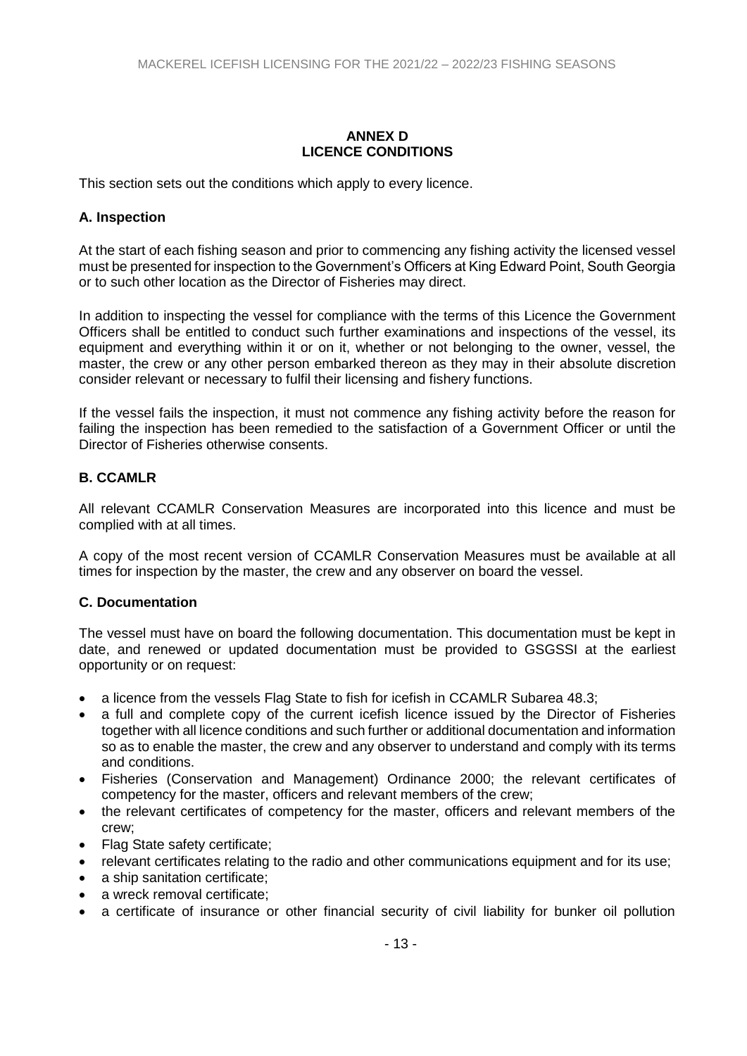## ANNEX D
## LICENCE CONDITIONS

This section sets out the conditions which apply to every licence.

### A. Inspection

At the start of each fishing season and prior to commencing any fishing activity the licensed vessel must be presented for inspection to the Government's Officers at King Edward Point, South Georgia or to such other location as the Director of Fisheries may direct.

In addition to inspecting the vessel for compliance with the terms of this Licence the Government Officers shall be entitled to conduct such further examinations and inspections of the vessel, its equipment and everything within it or on it, whether or not belonging to the owner, vessel, the master, the crew or any other person embarked thereon as they may in their absolute discretion consider relevant or necessary to fulfil their licensing and fishery functions.

If the vessel fails the inspection, it must not commence any fishing activity before the reason for failing the inspection has been remedied to the satisfaction of a Government Officer or until the Director of Fisheries otherwise consents.

### B. CCAMLR

All relevant CCAMLR Conservation Measures are incorporated into this licence and must be complied with at all times.

A copy of the most recent version of CCAMLR Conservation Measures must be available at all times for inspection by the master, the crew and any observer on board the vessel.

### C. Documentation

The vessel must have on board the following documentation. This documentation must be kept in date, and renewed or updated documentation must be provided to GSGSSI at the earliest opportunity or on request:

- a licence from the vessels Flag State to fish for icefish in CCAMLR Subarea 48.3;
- a full and complete copy of the current icefish licence issued by the Director of Fisheries together with all licence conditions and such further or additional documentation and information so as to enable the master, the crew and any observer to understand and comply with its terms and conditions.
- Fisheries (Conservation and Management) Ordinance 2000; the relevant certificates of competency for the master, officers and relevant members of the crew;
- the relevant certificates of competency for the master, officers and relevant members of the crew;
- Flag State safety certificate;
- relevant certificates relating to the radio and other communications equipment and for its use;
- a ship sanitation certificate;
- a wreck removal certificate;
- a certificate of insurance or other financial security of civil liability for bunker oil pollution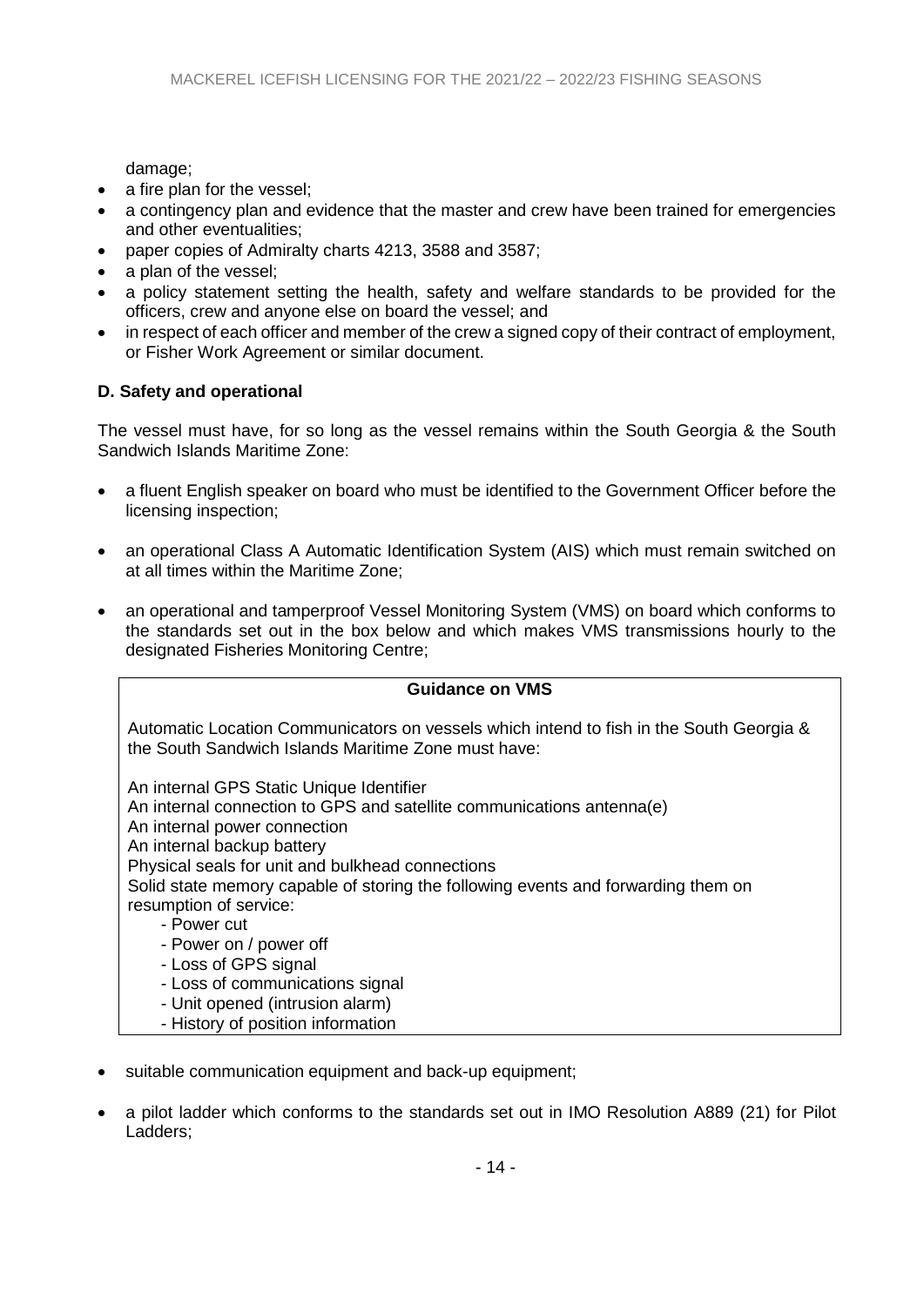damage;

- a fire plan for the vessel;
- a contingency plan and evidence that the master and crew have been trained for emergencies and other eventualities;
- paper copies of Admiralty charts 4213, 3588 and 3587;
- a plan of the vessel;
- a policy statement setting the health, safety and welfare standards to be provided for the officers, crew and anyone else on board the vessel; and
- in respect of each officer and member of the crew a signed copy of their contract of employment, or Fisher Work Agreement or similar document.

**D. Safety and operational**

The vessel must have, for so long as the vessel remains within the South Georgia & the South Sandwich Islands Maritime Zone:

- a fluent English speaker on board who must be identified to the Government Officer before the licensing inspection;
- an operational Class A Automatic Identification System (AIS) which must remain switched on at all times within the Maritime Zone;
- an operational and tamperproof Vessel Monitoring System (VMS) on board which conforms to the standards set out in the box below and which makes VMS transmissions hourly to the designated Fisheries Monitoring Centre;

> **Guidance on VMS**
>
> Automatic Location Communicators on vessels which intend to fish in the South Georgia & the South Sandwich Islands Maritime Zone must have:
>
> An internal GPS Static Unique Identifier
> An internal connection to GPS and satellite communications antenna(e)
> An internal power connection
> An internal backup battery
> Physical seals for unit and bulkhead connections
> Solid state memory capable of storing the following events and forwarding them on resumption of service:
>
> - Power cut
> - Power on / power off
> - Loss of GPS signal
> - Loss of communications signal
> - Unit opened (intrusion alarm)
> - History of position information

- suitable communication equipment and back-up equipment;
- a pilot ladder which conforms to the standards set out in IMO Resolution A889 (21) for Pilot Ladders;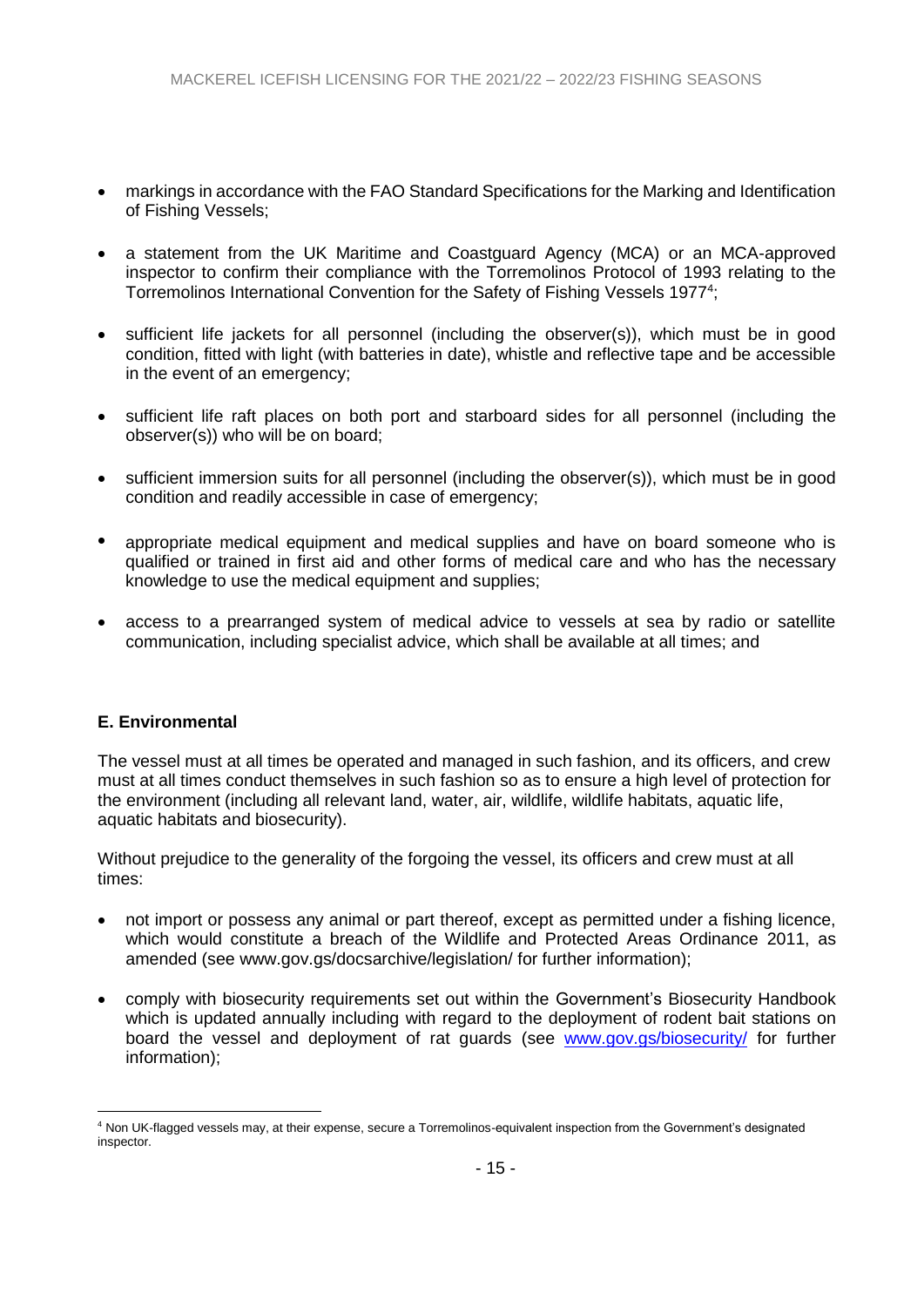- markings in accordance with the FAO Standard Specifications for the Marking and Identification of Fishing Vessels;

- a statement from the UK Maritime and Coastguard Agency (MCA) or an MCA-approved inspector to confirm their compliance with the Torremolinos Protocol of 1993 relating to the Torremolinos International Convention for the Safety of Fishing Vessels 1977[4];

- sufficient life jackets for all personnel (including the observer(s)), which must be in good condition, fitted with light (with batteries in date), whistle and reflective tape and be accessible in the event of an emergency;

- sufficient life raft places on both port and starboard sides for all personnel (including the observer(s)) who will be on board;

- sufficient immersion suits for all personnel (including the observer(s)), which must be in good condition and readily accessible in case of emergency;

- appropriate medical equipment and medical supplies and have on board someone who is qualified or trained in first aid and other forms of medical care and who has the necessary knowledge to use the medical equipment and supplies;

- access to a prearranged system of medical advice to vessels at sea by radio or satellite communication, including specialist advice, which shall be available at all times; and

**E. Environmental**

The vessel must at all times be operated and managed in such fashion, and its officers, and crew must at all times conduct themselves in such fashion so as to ensure a high level of protection for the environment (including all relevant land, water, air, wildlife, wildlife habitats, aquatic life, aquatic habitats and biosecurity).

Without prejudice to the generality of the forgoing the vessel, its officers and crew must at all times:

- not import or possess any animal or part thereof, except as permitted under a fishing licence, which would constitute a breach of the Wildlife and Protected Areas Ordinance 2011, as amended (see www.gov.gs/docsarchive/legislation/ for further information);

- comply with biosecurity requirements set out within the Government's Biosecurity Handbook which is updated annually including with regard to the deployment of rodent bait stations on board the vessel and deployment of rat guards (see www.gov.gs/biosecurity/ for further information);

[4] Non UK-flagged vessels may, at their expense, secure a Torremolinos-equivalent inspection from the Government's designated inspector.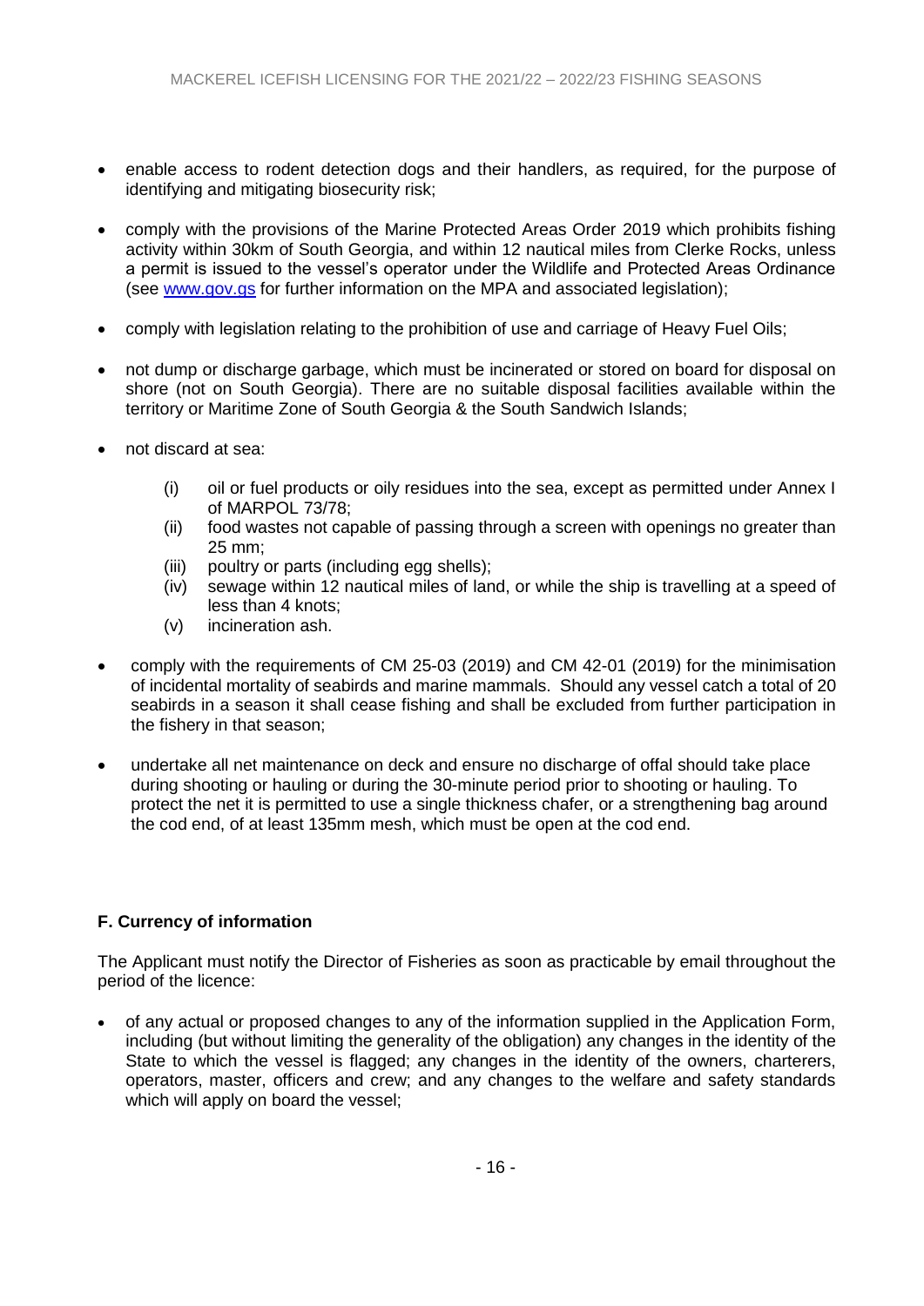- enable access to rodent detection dogs and their handlers, as required, for the purpose of identifying and mitigating biosecurity risk;

- comply with the provisions of the Marine Protected Areas Order 2019 which prohibits fishing activity within 30km of South Georgia, and within 12 nautical miles from Clerke Rocks, unless a permit is issued to the vessel's operator under the Wildlife and Protected Areas Ordinance (see www.gov.gs for further information on the MPA and associated legislation);

- comply with legislation relating to the prohibition of use and carriage of Heavy Fuel Oils;

- not dump or discharge garbage, which must be incinerated or stored on board for disposal on shore (not on South Georgia). There are no suitable disposal facilities available within the territory or Maritime Zone of South Georgia & the South Sandwich Islands;

- not discard at sea:

  (i) oil or fuel products or oily residues into the sea, except as permitted under Annex I of MARPOL 73/78;
  (ii) food wastes not capable of passing through a screen with openings no greater than 25 mm;
  (iii) poultry or parts (including egg shells);
  (iv) sewage within 12 nautical miles of land, or while the ship is travelling at a speed of less than 4 knots;
  (v) incineration ash.

- comply with the requirements of CM 25-03 (2019) and CM 42-01 (2019) for the minimisation of incidental mortality of seabirds and marine mammals. Should any vessel catch a total of 20 seabirds in a season it shall cease fishing and shall be excluded from further participation in the fishery in that season;

- undertake all net maintenance on deck and ensure no discharge of offal should take place during shooting or hauling or during the 30-minute period prior to shooting or hauling. To protect the net it is permitted to use a single thickness chafer, or a strengthening bag around the cod end, of at least 135mm mesh, which must be open at the cod end.

**F. Currency of information**

The Applicant must notify the Director of Fisheries as soon as practicable by email throughout the period of the licence:

- of any actual or proposed changes to any of the information supplied in the Application Form, including (but without limiting the generality of the obligation) any changes in the identity of the State to which the vessel is flagged; any changes in the identity of the owners, charterers, operators, master, officers and crew; and any changes to the welfare and safety standards which will apply on board the vessel;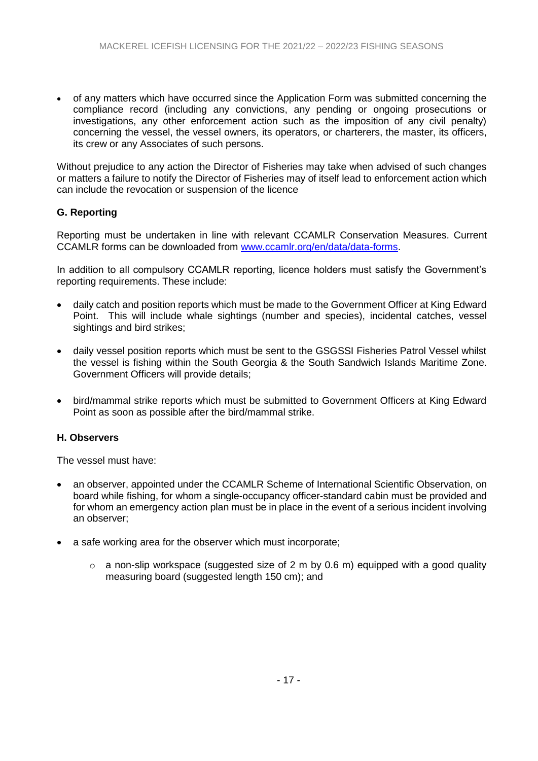- of any matters which have occurred since the Application Form was submitted concerning the compliance record (including any convictions, any pending or ongoing prosecutions or investigations, any other enforcement action such as the imposition of any civil penalty) concerning the vessel, the vessel owners, its operators, or charterers, the master, its officers, its crew or any Associates of such persons.

Without prejudice to any action the Director of Fisheries may take when advised of such changes or matters a failure to notify the Director of Fisheries may of itself lead to enforcement action which can include the revocation or suspension of the licence

### G. Reporting

Reporting must be undertaken in line with relevant CCAMLR Conservation Measures. Current CCAMLR forms can be downloaded from [www.ccamlr.org/en/data/data-forms](http://www.ccamlr.org/en/data/data-forms).

In addition to all compulsory CCAMLR reporting, licence holders must satisfy the Government's reporting requirements. These include:

- daily catch and position reports which must be made to the Government Officer at King Edward Point. This will include whale sightings (number and species), incidental catches, vessel sightings and bird strikes;
- daily vessel position reports which must be sent to the GSGSSI Fisheries Patrol Vessel whilst the vessel is fishing within the South Georgia & the South Sandwich Islands Maritime Zone. Government Officers will provide details;
- bird/mammal strike reports which must be submitted to Government Officers at King Edward Point as soon as possible after the bird/mammal strike.

### H. Observers

The vessel must have:

- an observer, appointed under the CCAMLR Scheme of International Scientific Observation, on board while fishing, for whom a single-occupancy officer-standard cabin must be provided and for whom an emergency action plan must be in place in the event of a serious incident involving an observer;
- a safe working area for the observer which must incorporate;
    - a non-slip workspace (suggested size of 2 m by 0.6 m) equipped with a good quality measuring board (suggested length 150 cm); and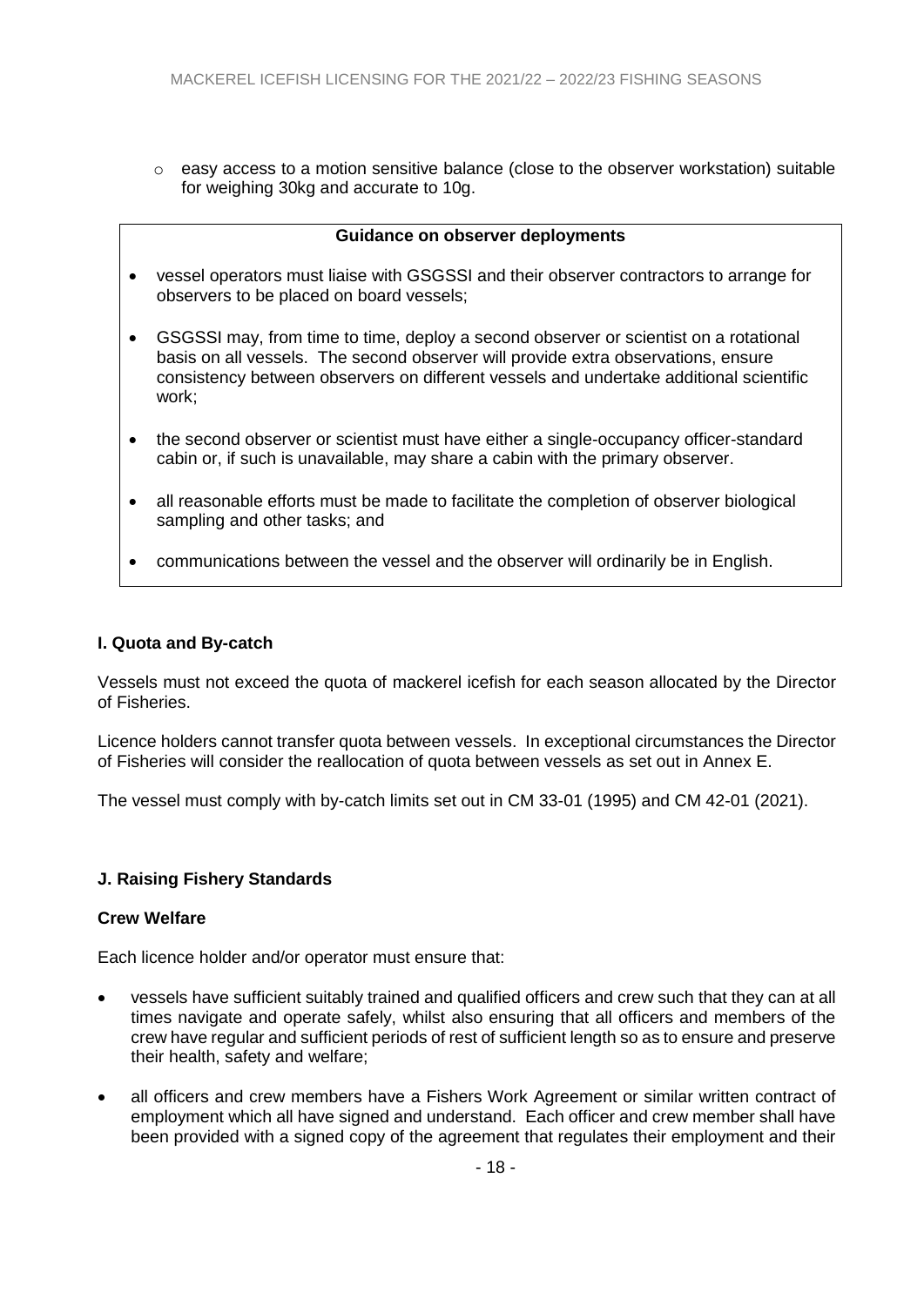- easy access to a motion sensitive balance (close to the observer workstation) suitable for weighing 30kg and accurate to 10g.

**Guidance on observer deployments**

- vessel operators must liaise with GSGSSI and their observer contractors to arrange for observers to be placed on board vessels;
- GSGSSI may, from time to time, deploy a second observer or scientist on a rotational basis on all vessels. The second observer will provide extra observations, ensure consistency between observers on different vessels and undertake additional scientific work;
- the second observer or scientist must have either a single-occupancy officer-standard cabin or, if such is unavailable, may share a cabin with the primary observer.
- all reasonable efforts must be made to facilitate the completion of observer biological sampling and other tasks; and
- communications between the vessel and the observer will ordinarily be in English.

### I. Quota and By-catch

Vessels must not exceed the quota of mackerel icefish for each season allocated by the Director of Fisheries.

Licence holders cannot transfer quota between vessels. In exceptional circumstances the Director of Fisheries will consider the reallocation of quota between vessels as set out in Annex E.

The vessel must comply with by-catch limits set out in CM 33-01 (1995) and CM 42-01 (2021).

### J. Raising Fishery Standards

#### Crew Welfare

Each licence holder and/or operator must ensure that:

- vessels have sufficient suitably trained and qualified officers and crew such that they can at all times navigate and operate safely, whilst also ensuring that all officers and members of the crew have regular and sufficient periods of rest of sufficient length so as to ensure and preserve their health, safety and welfare;
- all officers and crew members have a Fishers Work Agreement or similar written contract of employment which all have signed and understand. Each officer and crew member shall have been provided with a signed copy of the agreement that regulates their employment and their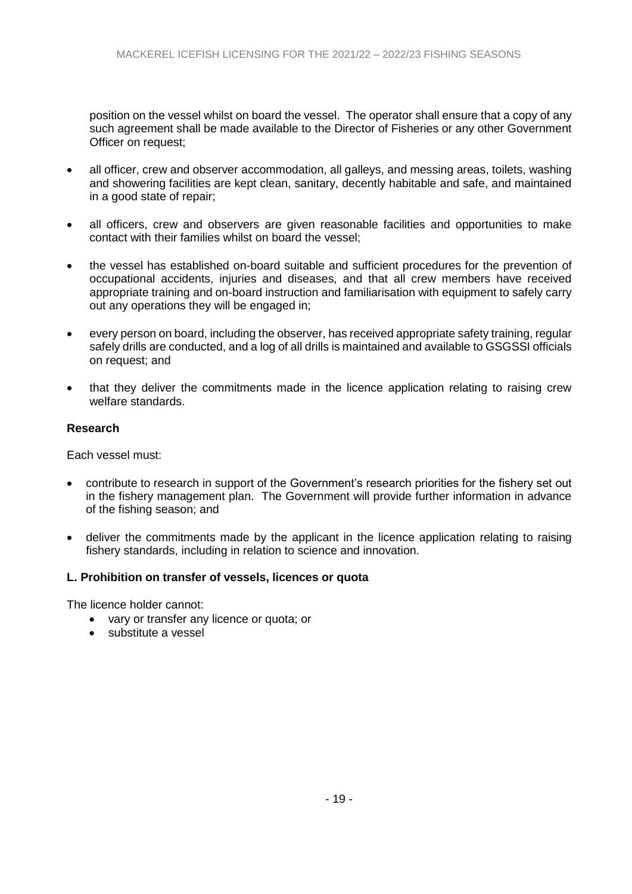position on the vessel whilst on board the vessel. The operator shall ensure that a copy of any such agreement shall be made available to the Director of Fisheries or any other Government Officer on request;

- all officer, crew and observer accommodation, all galleys, and messing areas, toilets, washing and showering facilities are kept clean, sanitary, decently habitable and safe, and maintained in a good state of repair;
- all officers, crew and observers are given reasonable facilities and opportunities to make contact with their families whilst on board the vessel;
- the vessel has established on-board suitable and sufficient procedures for the prevention of occupational accidents, injuries and diseases, and that all crew members have received appropriate training and on-board instruction and familiarisation with equipment to safely carry out any operations they will be engaged in;
- every person on board, including the observer, has received appropriate safety training, regular safely drills are conducted, and a log of all drills is maintained and available to GSGSSI officials on request; and
- that they deliver the commitments made in the licence application relating to raising crew welfare standards.

**Research**

Each vessel must:

- contribute to research in support of the Government's research priorities for the fishery set out in the fishery management plan. The Government will provide further information in advance of the fishing season; and
- deliver the commitments made by the applicant in the licence application relating to raising fishery standards, including in relation to science and innovation.

**L. Prohibition on transfer of vessels, licences or quota**

The licence holder cannot:

- vary or transfer any licence or quota; or
- substitute a vessel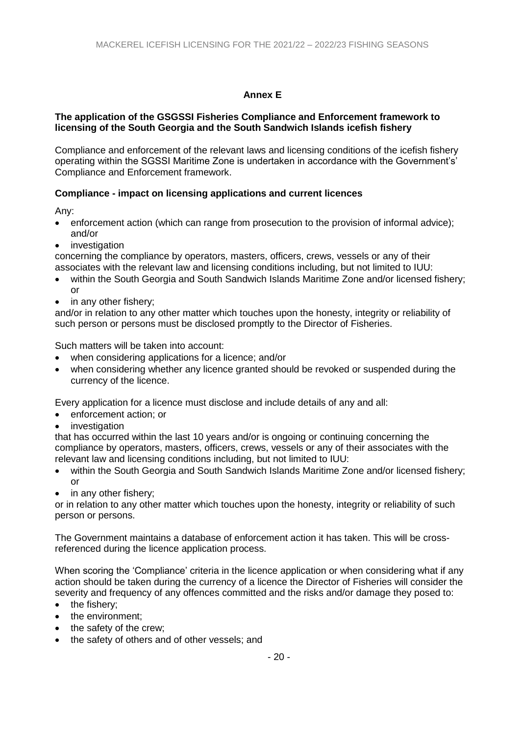## Annex E

### The application of the GSGSSI Fisheries Compliance and Enforcement framework to licensing of the South Georgia and the South Sandwich Islands icefish fishery

Compliance and enforcement of the relevant laws and licensing conditions of the icefish fishery operating within the SGSSI Maritime Zone is undertaken in accordance with the Government's' Compliance and Enforcement framework.

### Compliance - impact on licensing applications and current licences

Any:

- enforcement action (which can range from prosecution to the provision of informal advice); and/or
- investigation

concerning the compliance by operators, masters, officers, crews, vessels or any of their associates with the relevant law and licensing conditions including, but not limited to IUU:

- within the South Georgia and South Sandwich Islands Maritime Zone and/or licensed fishery; or
- in any other fishery;

and/or in relation to any other matter which touches upon the honesty, integrity or reliability of such person or persons must be disclosed promptly to the Director of Fisheries.

Such matters will be taken into account:

- when considering applications for a licence; and/or
- when considering whether any licence granted should be revoked or suspended during the currency of the licence.

Every application for a licence must disclose and include details of any and all:

- enforcement action; or
- investigation

that has occurred within the last 10 years and/or is ongoing or continuing concerning the compliance by operators, masters, officers, crews, vessels or any of their associates with the relevant law and licensing conditions including, but not limited to IUU:

- within the South Georgia and South Sandwich Islands Maritime Zone and/or licensed fishery; or
- in any other fishery;

or in relation to any other matter which touches upon the honesty, integrity or reliability of such person or persons.

The Government maintains a database of enforcement action it has taken. This will be cross-referenced during the licence application process.

When scoring the 'Compliance' criteria in the licence application or when considering what if any action should be taken during the currency of a licence the Director of Fisheries will consider the severity and frequency of any offences committed and the risks and/or damage they posed to:

- the fishery;
- the environment;
- the safety of the crew;
- the safety of others and of other vessels; and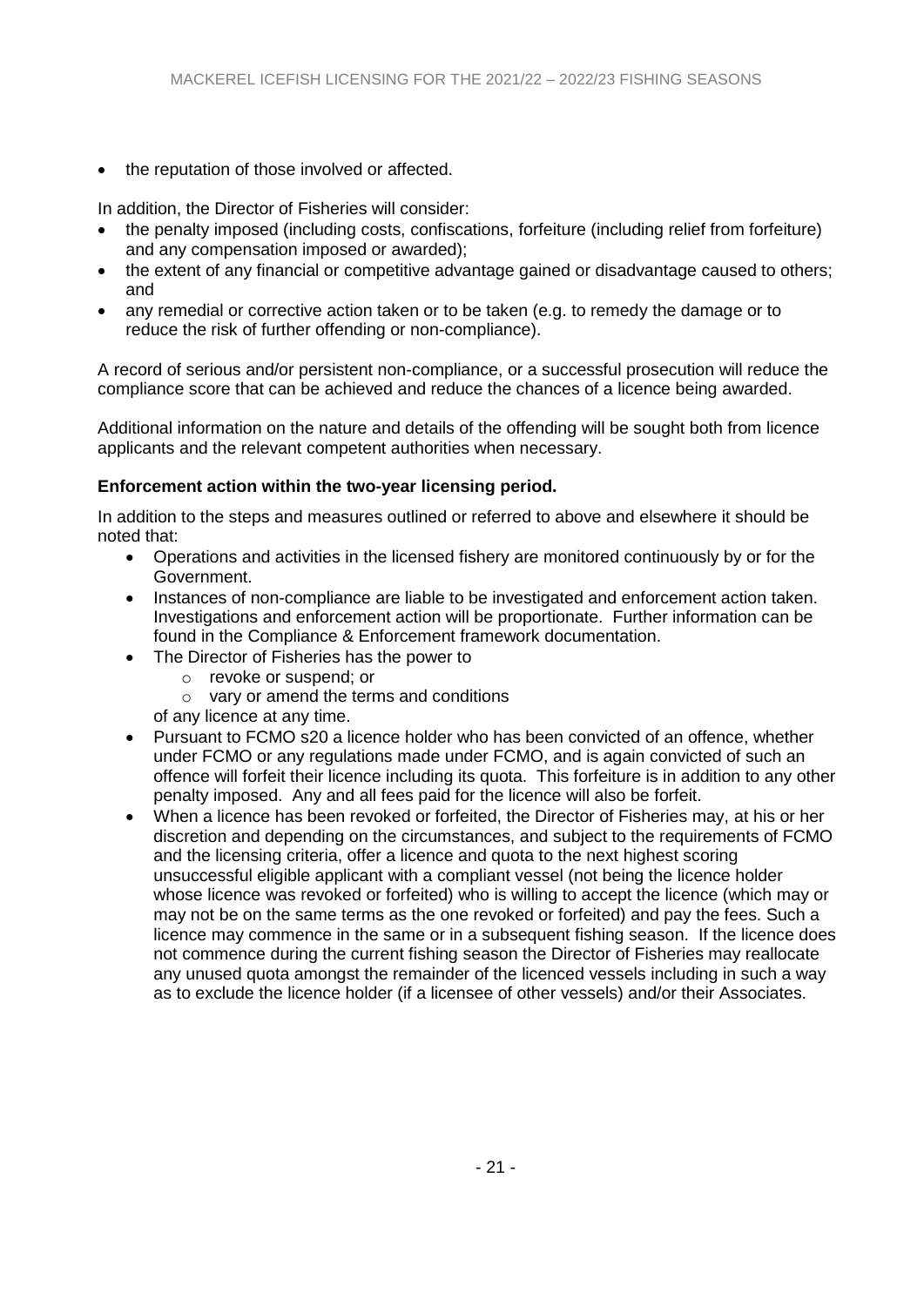- the reputation of those involved or affected.

In addition, the Director of Fisheries will consider:

- the penalty imposed (including costs, confiscations, forfeiture (including relief from forfeiture) and any compensation imposed or awarded);
- the extent of any financial or competitive advantage gained or disadvantage caused to others; and
- any remedial or corrective action taken or to be taken (e.g. to remedy the damage or to reduce the risk of further offending or non-compliance).

A record of serious and/or persistent non-compliance, or a successful prosecution will reduce the compliance score that can be achieved and reduce the chances of a licence being awarded.

Additional information on the nature and details of the offending will be sought both from licence applicants and the relevant competent authorities when necessary.

**Enforcement action within the two-year licensing period.**

In addition to the steps and measures outlined or referred to above and elsewhere it should be noted that:

- Operations and activities in the licensed fishery are monitored continuously by or for the Government.
- Instances of non-compliance are liable to be investigated and enforcement action taken. Investigations and enforcement action will be proportionate. Further information can be found in the Compliance & Enforcement framework documentation.
- The Director of Fisheries has the power to
    - revoke or suspend; or
    - vary or amend the terms and conditions

  of any licence at any time.
- Pursuant to FCMO s20 a licence holder who has been convicted of an offence, whether under FCMO or any regulations made under FCMO, and is again convicted of such an offence will forfeit their licence including its quota. This forfeiture is in addition to any other penalty imposed. Any and all fees paid for the licence will also be forfeit.
- When a licence has been revoked or forfeited, the Director of Fisheries may, at his or her discretion and depending on the circumstances, and subject to the requirements of FCMO and the licensing criteria, offer a licence and quota to the next highest scoring unsuccessful eligible applicant with a compliant vessel (not being the licence holder whose licence was revoked or forfeited) who is willing to accept the licence (which may or may not be on the same terms as the one revoked or forfeited) and pay the fees. Such a licence may commence in the same or in a subsequent fishing season. If the licence does not commence during the current fishing season the Director of Fisheries may reallocate any unused quota amongst the remainder of the licenced vessels including in such a way as to exclude the licence holder (if a licensee of other vessels) and/or their Associates.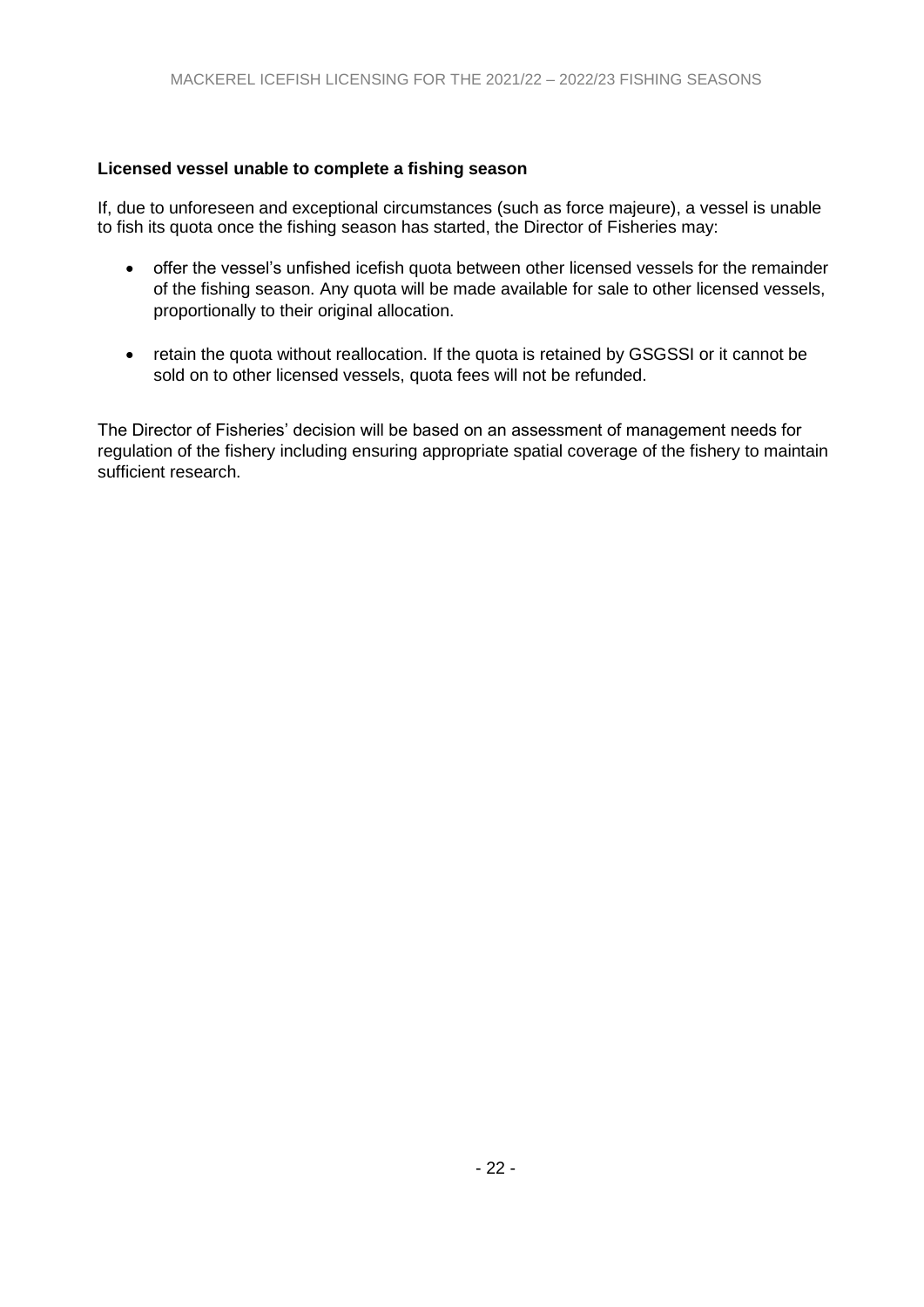**Licensed vessel unable to complete a fishing season**

If, due to unforeseen and exceptional circumstances (such as force majeure), a vessel is unable to fish its quota once the fishing season has started, the Director of Fisheries may:

- offer the vessel's unfished icefish quota between other licensed vessels for the remainder of the fishing season. Any quota will be made available for sale to other licensed vessels, proportionally to their original allocation.

- retain the quota without reallocation. If the quota is retained by GSGSSI or it cannot be sold on to other licensed vessels, quota fees will not be refunded.

The Director of Fisheries' decision will be based on an assessment of management needs for regulation of the fishery including ensuring appropriate spatial coverage of the fishery to maintain sufficient research.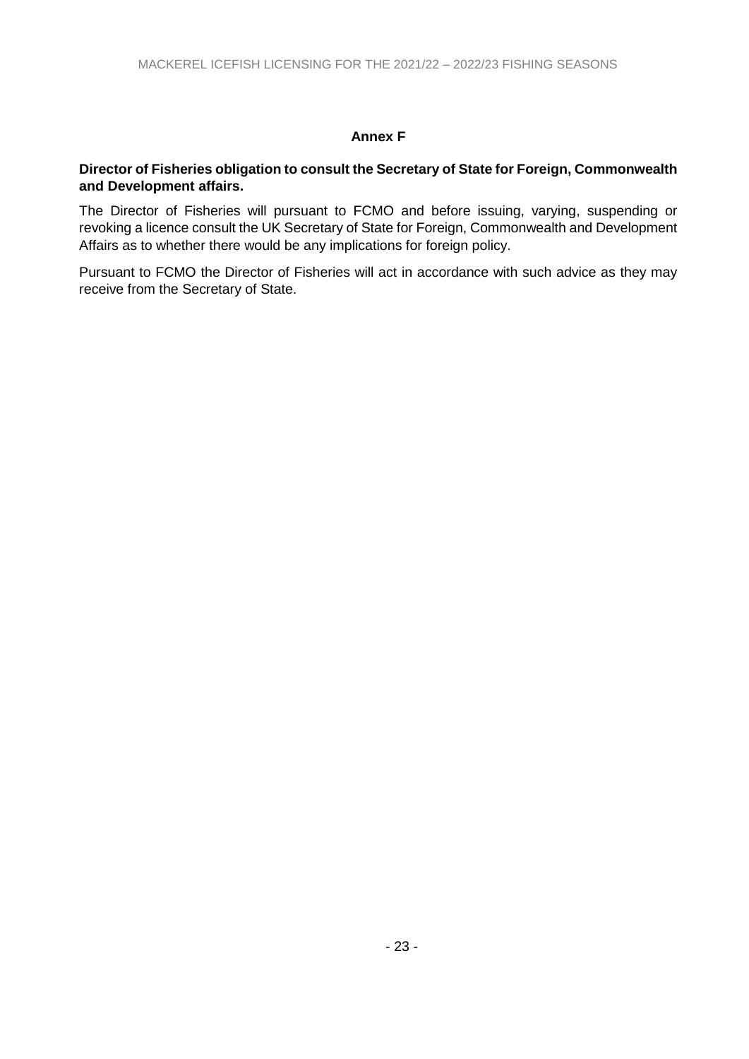## Annex F

**Director of Fisheries obligation to consult the Secretary of State for Foreign, Commonwealth and Development affairs.**

The Director of Fisheries will pursuant to FCMO and before issuing, varying, suspending or revoking a licence consult the UK Secretary of State for Foreign, Commonwealth and Development Affairs as to whether there would be any implications for foreign policy.

Pursuant to FCMO the Director of Fisheries will act in accordance with such advice as they may receive from the Secretary of State.